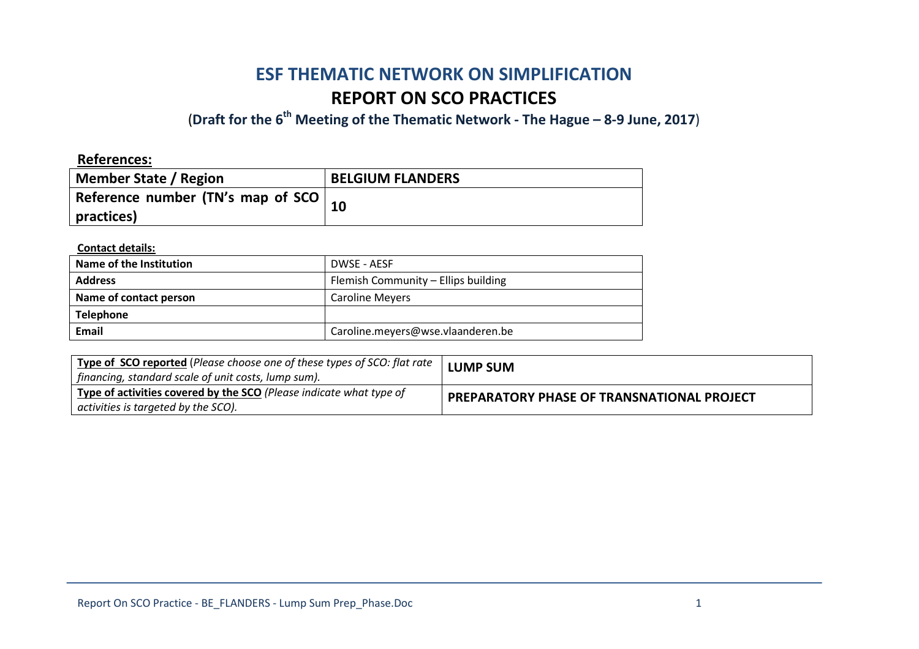# ESF THEMATIC NETWORK ON SIMPLIFICATION

# REPORT ON SCO PRACTICES

(**Draft for the 6th Meeting of the Thematic Network - The Hague – 8-9 June, 2017**)

**References:**

| **Member State / Region** | **BELGIUM FLANDERS** |
|---|---|
| **Reference number (TN's map of SCO practices)** | **10** |

**Contact details:**

| **Name of the Institution** | DWSE - AESF |
|---|---|
| **Address** | Flemish Community – Ellips building |
| **Name of contact person** | Caroline Meyers |
| **Telephone** | |
| **Email** | Caroline.meyers@wse.vlaanderen.be |

| **Type of SCO reported** (*Please choose one of these types of SCO: flat rate financing, standard scale of unit costs, lump sum).* | **LUMP SUM** |
|---|---|
| **Type of activities covered by the SCO** *(Please indicate what type of activities is targeted by the SCO).* | **PREPARATORY PHASE OF TRANSNATIONAL PROJECT** |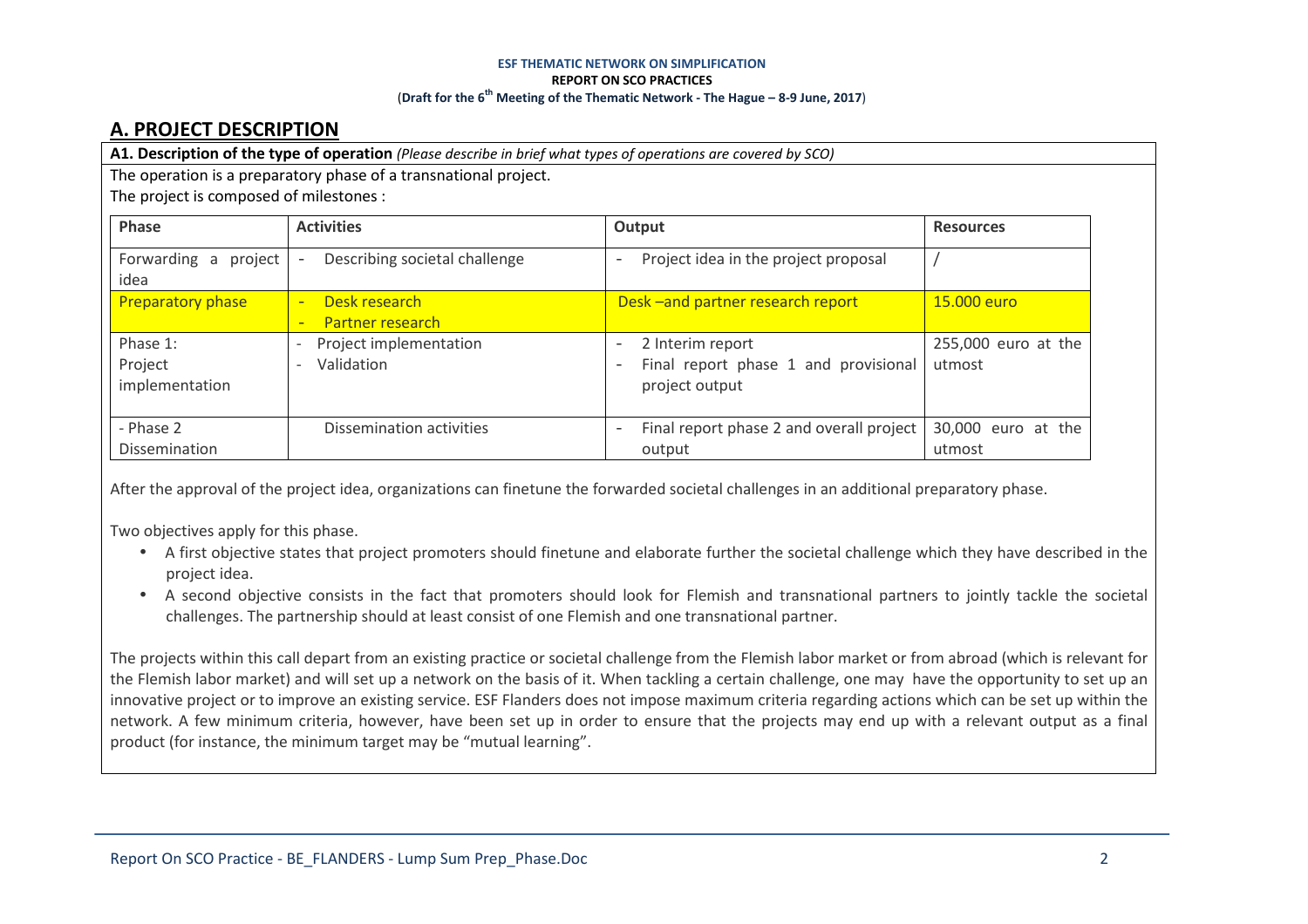## A. PROJECT DESCRIPTION

**A1. Description of the type of operation** *(Please describe in brief what types of operations are covered by SCO)*

The operation is a preparatory phase of a transnational project.

The project is composed of milestones :

| Phase | Activities | Output | Resources |
|---|---|---|---|
| Forwarding a project idea | - Describing societal challenge | - Project idea in the project proposal | / |
| Preparatory phase | - Desk research<br>- Partner research | Desk –and partner research report | 15.000 euro |
| Phase 1: Project implementation | - Project implementation<br>- Validation | - 2 Interim report<br>- Final report phase 1 and provisional project output | 255,000 euro at the utmost |
| - Phase 2 Dissemination | Dissemination activities | - Final report phase 2 and overall project output | 30,000 euro at the utmost |

After the approval of the project idea, organizations can finetune the forwarded societal challenges in an additional preparatory phase.

Two objectives apply for this phase.

- A first objective states that project promoters should finetune and elaborate further the societal challenge which they have described in the project idea.
- A second objective consists in the fact that promoters should look for Flemish and transnational partners to jointly tackle the societal challenges. The partnership should at least consist of one Flemish and one transnational partner.

The projects within this call depart from an existing practice or societal challenge from the Flemish labor market or from abroad (which is relevant for the Flemish labor market) and will set up a network on the basis of it. When tackling a certain challenge, one may have the opportunity to set up an innovative project or to improve an existing service. ESF Flanders does not impose maximum criteria regarding actions which can be set up within the network. A few minimum criteria, however, have been set up in order to ensure that the projects may end up with a relevant output as a final product (for instance, the minimum target may be "mutual learning".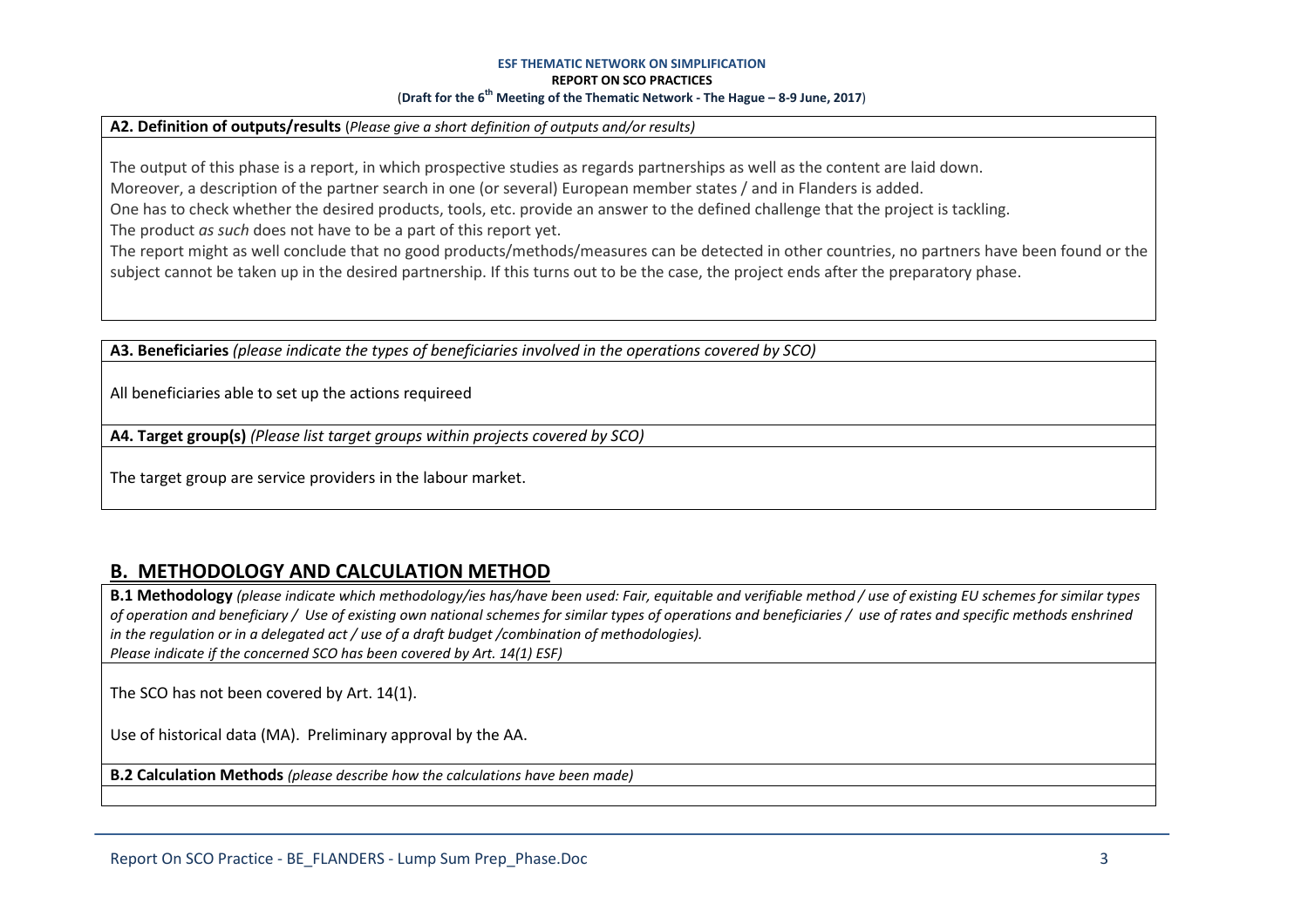**A2. Definition of outputs/results** (*Please give a short definition of outputs and/or results)*

The output of this phase is a report, in which prospective studies as regards partnerships as well as the content are laid down.
Moreover, a description of the partner search in one (or several) European member states / and in Flanders is added.
One has to check whether the desired products, tools, etc. provide an answer to the defined challenge that the project is tackling.
The product *as such* does not have to be a part of this report yet.
The report might as well conclude that no good products/methods/measures can be detected in other countries, no partners have been found or the subject cannot be taken up in the desired partnership. If this turns out to be the case, the project ends after the preparatory phase.

**A3. Beneficiaries** *(please indicate the types of beneficiaries involved in the operations covered by SCO)*

All beneficiaries able to set up the actions requireed

**A4. Target group(s)** *(Please list target groups within projects covered by SCO)*

The target group are service providers in the labour market.

## B. METHODOLOGY AND CALCULATION METHOD

**B.1 Methodology** *(please indicate which methodology/ies has/have been used: Fair, equitable and verifiable method / use of existing EU schemes for similar types of operation and beneficiary / Use of existing own national schemes for similar types of operations and beneficiaries / use of rates and specific methods enshrined in the regulation or in a delegated act / use of a draft budget /combination of methodologies).*
*Please indicate if the concerned SCO has been covered by Art. 14(1) ESF)*

The SCO has not been covered by Art. 14(1).

Use of historical data (MA). Preliminary approval by the AA.

**B.2 Calculation Methods** *(please describe how the calculations have been made)*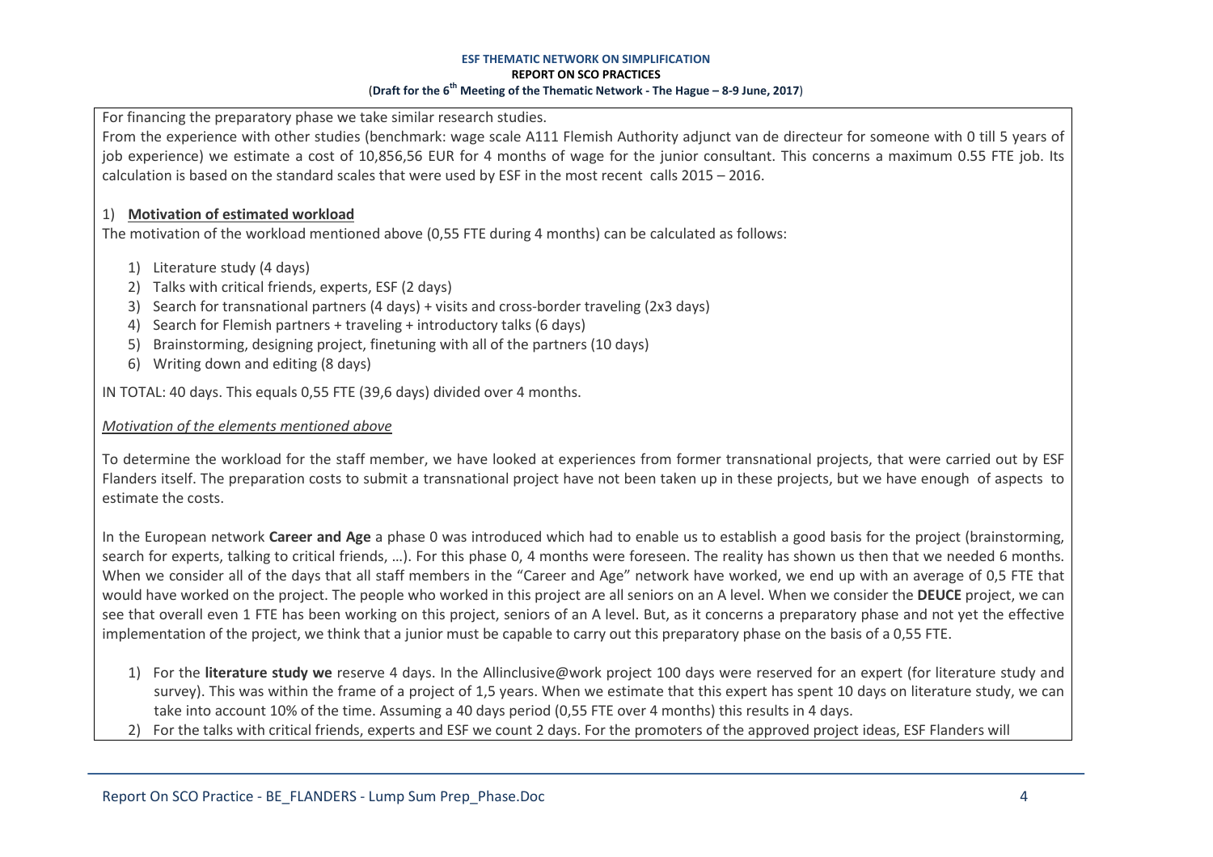For financing the preparatory phase we take similar research studies.

From the experience with other studies (benchmark: wage scale A111 Flemish Authority adjunct van de directeur for someone with 0 till 5 years of job experience) we estimate a cost of 10,856,56 EUR for 4 months of wage for the junior consultant. This concerns a maximum 0.55 FTE job. Its calculation is based on the standard scales that were used by ESF in the most recent calls 2015 – 2016.

1) **Motivation of estimated workload**

The motivation of the workload mentioned above (0,55 FTE during 4 months) can be calculated as follows:

1) Literature study (4 days)
2) Talks with critical friends, experts, ESF (2 days)
3) Search for transnational partners (4 days) + visits and cross-border traveling (2x3 days)
4) Search for Flemish partners + traveling + introductory talks (6 days)
5) Brainstorming, designing project, finetuning with all of the partners (10 days)
6) Writing down and editing (8 days)

IN TOTAL: 40 days. This equals 0,55 FTE (39,6 days) divided over 4 months.

*Motivation of the elements mentioned above*

To determine the workload for the staff member, we have looked at experiences from former transnational projects, that were carried out by ESF Flanders itself. The preparation costs to submit a transnational project have not been taken up in these projects, but we have enough of aspects to estimate the costs.

In the European network **Career and Age** a phase 0 was introduced which had to enable us to establish a good basis for the project (brainstorming, search for experts, talking to critical friends, …). For this phase 0, 4 months were foreseen. The reality has shown us then that we needed 6 months. When we consider all of the days that all staff members in the "Career and Age" network have worked, we end up with an average of 0,5 FTE that would have worked on the project. The people who worked in this project are all seniors on an A level. When we consider the **DEUCE** project, we can see that overall even 1 FTE has been working on this project, seniors of an A level. But, as it concerns a preparatory phase and not yet the effective implementation of the project, we think that a junior must be capable to carry out this preparatory phase on the basis of a 0,55 FTE.

1) For the **literature study we** reserve 4 days. In the Allinclusive@work project 100 days were reserved for an expert (for literature study and survey). This was within the frame of a project of 1,5 years. When we estimate that this expert has spent 10 days on literature study, we can take into account 10% of the time. Assuming a 40 days period (0,55 FTE over 4 months) this results in 4 days.
2) For the talks with critical friends, experts and ESF we count 2 days. For the promoters of the approved project ideas, ESF Flanders will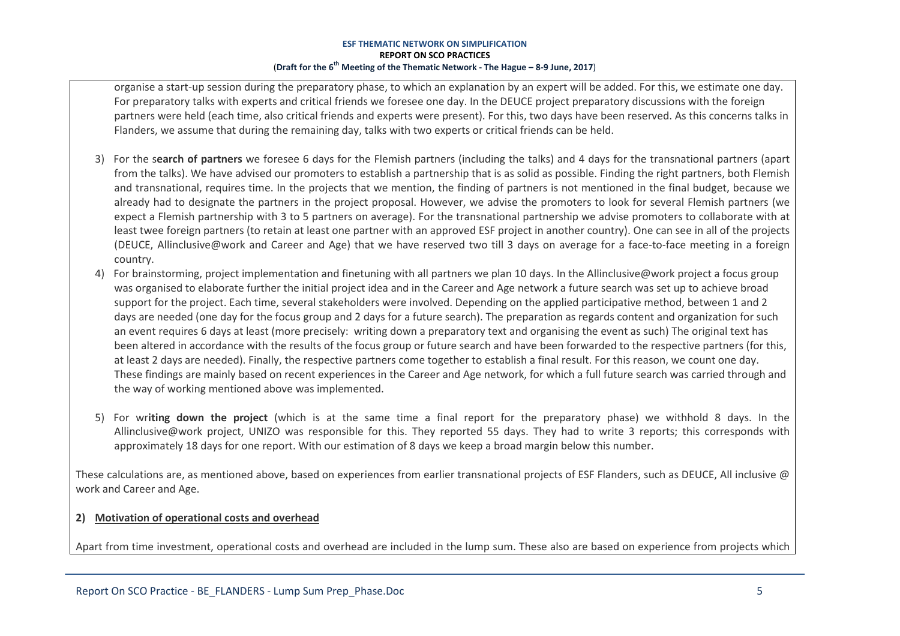organise a start-up session during the preparatory phase, to which an explanation by an expert will be added. For this, we estimate one day. For preparatory talks with experts and critical friends we foresee one day. In the DEUCE project preparatory discussions with the foreign partners were held (each time, also critical friends and experts were present). For this, two days have been reserved. As this concerns talks in Flanders, we assume that during the remaining day, talks with two experts or critical friends can be held.

3) For the s**earch of partners** we foresee 6 days for the Flemish partners (including the talks) and 4 days for the transnational partners (apart from the talks). We have advised our promoters to establish a partnership that is as solid as possible. Finding the right partners, both Flemish and transnational, requires time. In the projects that we mention, the finding of partners is not mentioned in the final budget, because we already had to designate the partners in the project proposal. However, we advise the promoters to look for several Flemish partners (we expect a Flemish partnership with 3 to 5 partners on average). For the transnational partnership we advise promoters to collaborate with at least twee foreign partners (to retain at least one partner with an approved ESF project in another country). One can see in all of the projects (DEUCE, Allinclusive@work and Career and Age) that we have reserved two till 3 days on average for a face-to-face meeting in a foreign country.

4) For brainstorming, project implementation and finetuning with all partners we plan 10 days. In the Allinclusive@work project a focus group was organised to elaborate further the initial project idea and in the Career and Age network a future search was set up to achieve broad support for the project. Each time, several stakeholders were involved. Depending on the applied participative method, between 1 and 2 days are needed (one day for the focus group and 2 days for a future search). The preparation as regards content and organization for such an event requires 6 days at least (more precisely: writing down a preparatory text and organising the event as such) The original text has been altered in accordance with the results of the focus group or future search and have been forwarded to the respective partners (for this, at least 2 days are needed). Finally, the respective partners come together to establish a final result. For this reason, we count one day. These findings are mainly based on recent experiences in the Career and Age network, for which a full future search was carried through and the way of working mentioned above was implemented.

5) For wr**iting down the project** (which is at the same time a final report for the preparatory phase) we withhold 8 days. In the Allinclusive@work project, UNIZO was responsible for this. They reported 55 days. They had to write 3 reports; this corresponds with approximately 18 days for one report. With our estimation of 8 days we keep a broad margin below this number.

These calculations are, as mentioned above, based on experiences from earlier transnational projects of ESF Flanders, such as DEUCE, All inclusive @ work and Career and Age.

**2) Motivation of operational costs and overhead**

Apart from time investment, operational costs and overhead are included in the lump sum. These also are based on experience from projects which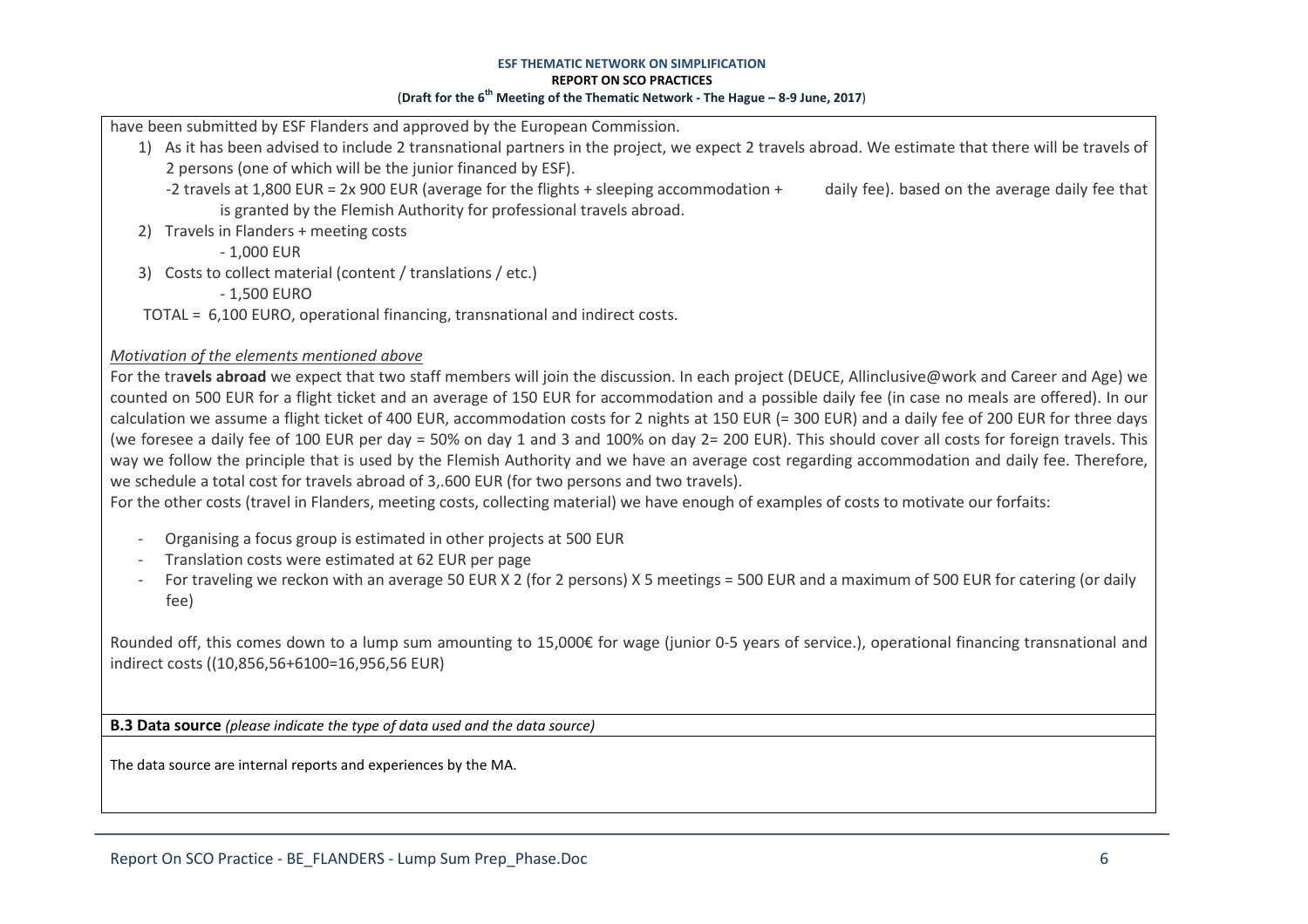have been submitted by ESF Flanders and approved by the European Commission.

1) As it has been advised to include 2 transnational partners in the project, we expect 2 travels abroad. We estimate that there will be travels of 2 persons (one of which will be the junior financed by ESF).
   -2 travels at 1,800 EUR = 2x 900 EUR (average for the flights + sleeping accommodation + daily fee). based on the average daily fee that is granted by the Flemish Authority for professional travels abroad.
2) Travels in Flanders + meeting costs
   - 1,000 EUR
3) Costs to collect material (content / translations / etc.)
   - 1,500 EURO

TOTAL = 6,100 EURO, operational financing, transnational and indirect costs.

*Motivation of the elements mentioned above*

For the tra**vels abroad** we expect that two staff members will join the discussion. In each project (DEUCE, Allinclusive@work and Career and Age) we counted on 500 EUR for a flight ticket and an average of 150 EUR for accommodation and a possible daily fee (in case no meals are offered). In our calculation we assume a flight ticket of 400 EUR, accommodation costs for 2 nights at 150 EUR (= 300 EUR) and a daily fee of 200 EUR for three days (we foresee a daily fee of 100 EUR per day = 50% on day 1 and 3 and 100% on day 2= 200 EUR). This should cover all costs for foreign travels. This way we follow the principle that is used by the Flemish Authority and we have an average cost regarding accommodation and daily fee. Therefore, we schedule a total cost for travels abroad of 3,.600 EUR (for two persons and two travels).

For the other costs (travel in Flanders, meeting costs, collecting material) we have enough of examples of costs to motivate our forfaits:

- Organising a focus group is estimated in other projects at 500 EUR
- Translation costs were estimated at 62 EUR per page
- For traveling we reckon with an average 50 EUR X 2 (for 2 persons) X 5 meetings = 500 EUR and a maximum of 500 EUR for catering (or daily fee)

Rounded off, this comes down to a lump sum amounting to 15,000€ for wage (junior 0-5 years of service.), operational financing transnational and indirect costs ((10,856,56+6100=16,956,56 EUR)

**B.3 Data source** *(please indicate the type of data used and the data source)*

The data source are internal reports and experiences by the MA.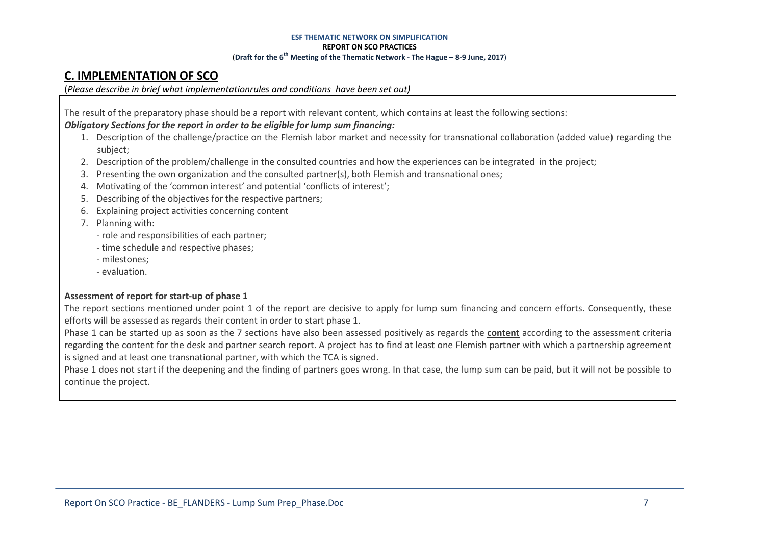## C. IMPLEMENTATION OF SCO

(*Please describe in brief what implementationrules and conditions have been set out)*

The result of the preparatory phase should be a report with relevant content, which contains at least the following sections:

***Obligatory Sections for the report in order to be eligible for lump sum financing:***

1. Description of the challenge/practice on the Flemish labor market and necessity for transnational collaboration (added value) regarding the subject;
2. Description of the problem/challenge in the consulted countries and how the experiences can be integrated in the project;
3. Presenting the own organization and the consulted partner(s), both Flemish and transnational ones;
4. Motivating of the 'common interest' and potential 'conflicts of interest';
5. Describing of the objectives for the respective partners;
6. Explaining project activities concerning content
7. Planning with:
   - role and responsibilities of each partner;
   - time schedule and respective phases;
   - milestones;
   - evaluation.

**Assessment of report for start-up of phase 1**

The report sections mentioned under point 1 of the report are decisive to apply for lump sum financing and concern efforts. Consequently, these efforts will be assessed as regards their content in order to start phase 1.

Phase 1 can be started up as soon as the 7 sections have also been assessed positively as regards the **content** according to the assessment criteria regarding the content for the desk and partner search report. A project has to find at least one Flemish partner with which a partnership agreement is signed and at least one transnational partner, with which the TCA is signed.

Phase 1 does not start if the deepening and the finding of partners goes wrong. In that case, the lump sum can be paid, but it will not be possible to continue the project.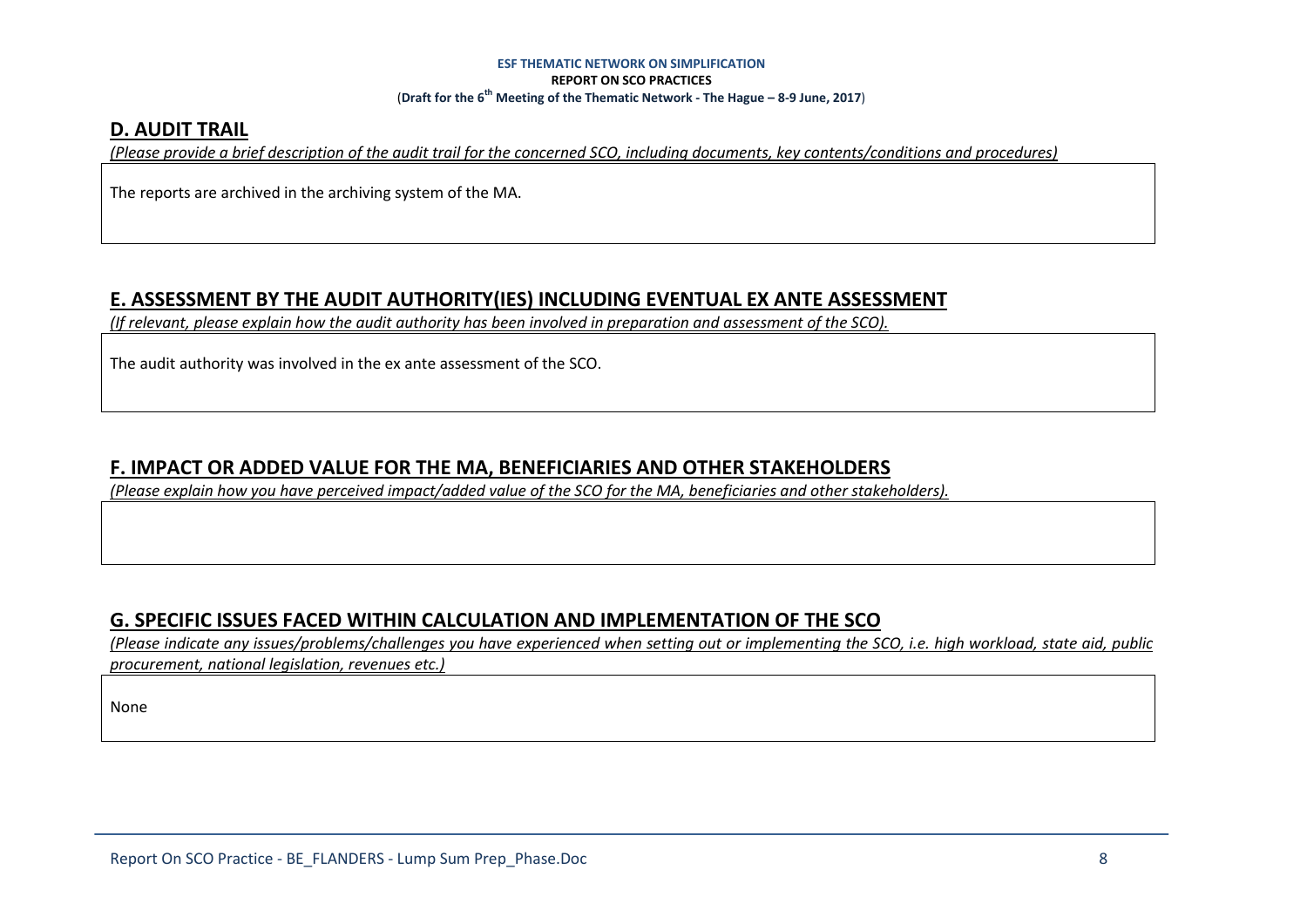## D. AUDIT TRAIL

*(Please provide a brief description of the audit trail for the concerned SCO, including documents, key contents/conditions and procedures)*

The reports are archived in the archiving system of the MA.

## E. ASSESSMENT BY THE AUDIT AUTHORITY(IES) INCLUDING EVENTUAL EX ANTE ASSESSMENT

*(If relevant, please explain how the audit authority has been involved in preparation and assessment of the SCO).*

The audit authority was involved in the ex ante assessment of the SCO.

## F. IMPACT OR ADDED VALUE FOR THE MA, BENEFICIARIES AND OTHER STAKEHOLDERS

*(Please explain how you have perceived impact/added value of the SCO for the MA, beneficiaries and other stakeholders).*

## G. SPECIFIC ISSUES FACED WITHIN CALCULATION AND IMPLEMENTATION OF THE SCO

*(Please indicate any issues/problems/challenges you have experienced when setting out or implementing the SCO, i.e. high workload, state aid, public procurement, national legislation, revenues etc.)*

None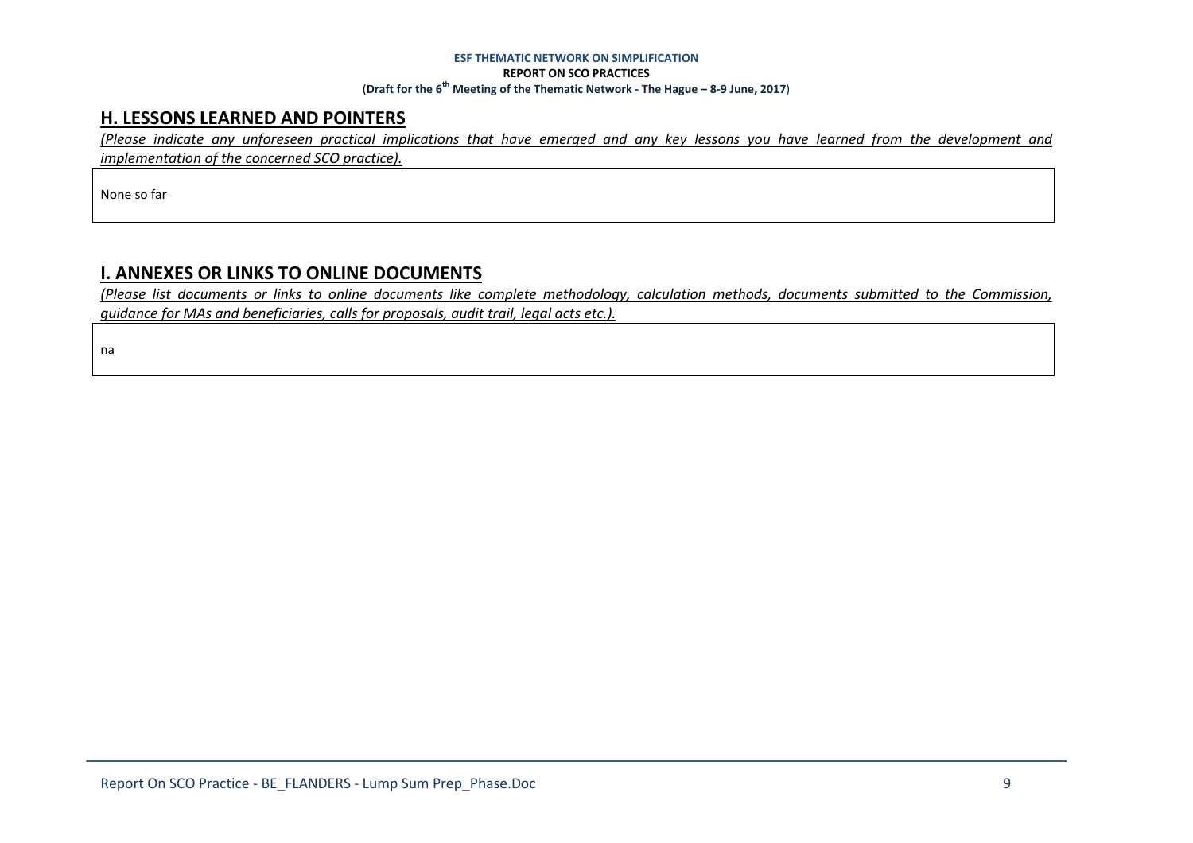## H. LESSONS LEARNED AND POINTERS

*(Please indicate any unforeseen practical implications that have emerged and any key lessons you have learned from the development and implementation of the concerned SCO practice).*

None so far

## I. ANNEXES OR LINKS TO ONLINE DOCUMENTS

*(Please list documents or links to online documents like complete methodology, calculation methods, documents submitted to the Commission, guidance for MAs and beneficiaries, calls for proposals, audit trail, legal acts etc.).*

na